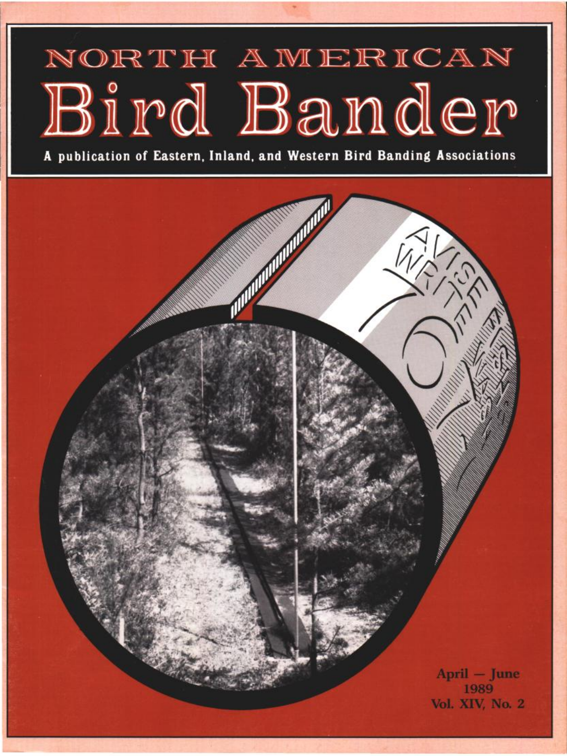# NORTH AMERICAN Bird Bander

A publication of Eastern, Inland, and Western Bird Banding Associations

April — June
1989
Vol. XIV, No. 2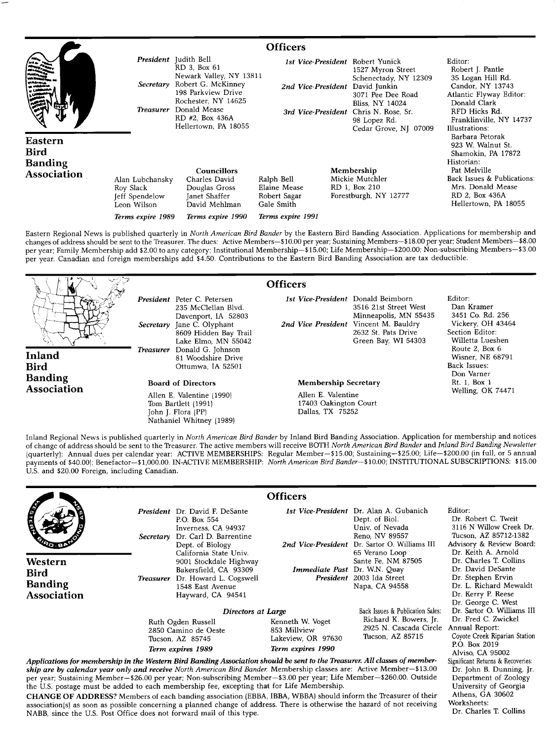## Eastern Bird Banding Association

### Officers

***President*** Judith Bell
RD 3, Box 61
Newark Valley, NY 13811

***Secretary*** Robert G. McKinney
198 Parkview Drive
Rochester, NY 14625

***Treasurer*** Donald Mease
RD #2, Box 436A
Hellertown, PA 18055

***1st Vice-President*** Robert Yunick
1527 Myron Street
Schenectady, NY 12309

***2nd Vice-President*** David Junkin
3071 Pee Dee Road
Bliss, NY 14024

***3rd Vice-President*** Chris N. Rose, Sr.
98 Lopez Rd.
Cedar Grove, NJ 07009

Editor:
Robert J. Pantle
35 Logan Hill Rd.
Candor, NY 13743

Atlantic Flyway Editor:
Donald Clark
RFD Hicks Rd.
Franklinville, NY 14737

Illustrations:
Barbara Petorak
923 W. Walnut St.
Shamokin, PA 17872

Historian:
Pat Melville

Back Issues & Publications:
Mrs. Donald Mease
RD 2, Box 436A
Hellertown, PA 18055

**Councillors**

| | | |
|---|---|---|
| Alan Lubchansky | Charles David | Ralph Bell |
| Roy Slack | Douglas Gross | Elaine Mease |
| Jeff Spendelow | Janet Shaffer | Robert Sagar |
| Leon Wilson | David Mehlman | Gale Smith |
| *Terms expire 1989* | *Terms expire 1990* | *Terms expire 1991* |

**Membership**
Mickie Mutchler
RD 1, Box 210
Forestburgh, NY 12777

Eastern Regional News is published quarterly in *North American Bird Bander* by the Eastern Bird Banding Association. Applications for membership and changes of address should be sent to the Treasurer. The dues: Active Members—$10.00 per year; Sustaining Members—$18.00 per year; Student Members—$8.00 per year; Family Membership add $2.00 to any category; Institutional Membership—$15.00; Life Membership—$200.00; Non-subscribing Members—$3.00 per year. Canadian and foreign memberships add $4.50. Contributions to the Eastern Bird Banding Association are tax deductible.

## Inland Bird Banding Association

### Officers

***President*** Peter C. Petersen
235 McClellan Blvd.
Davenport, IA 52803

***Secretary*** Jane C. Olyphant
8609 Hidden Bay Trail
Lake Elmo, MN 55042

***Treasurer*** Donald G. Johnson
81 Woodshire Drive
Ottumwa, IA 52501

***1st Vice-President*** Donald Beimborn
3516 21st Street West
Minneapolis, MN 55435

***2nd Vice President*** Vincent M. Bauldry
2632 St. Pats Drive
Green Bay, WI 54303

Editor:
Dan Kramer
3451 Co. Rd. 256
Vickery, OH 43464

Section Editor:
Willetta Lueshen
Route 2, Box 6
Wisner, NE 68791

Back Issues:
Don Varner
Rt. 1, Box 1
Welling, OK 74471

**Board of Directors**
Allen E. Valentine (1990)
Tom Bartlett (1991)
John J. Flora (PP)
Nathaniel Whitney (1989)

**Membership Secretary**
Allen E. Valentine
17403 Oakington Court
Dallas, TX 75252

Inland Regional News is published quarterly in *North American Bird Bander* by Inland Bird Banding Association. Application for membership and notices of change of address should be sent to the Treasurer. The active members will receive BOTH *North American Bird Bander* and *Inland Bird Banding Newsletter* (quarterly): Annual dues per calendar year: ACTIVE MEMBERSHIPS: Regular Member—$15.00; Sustaining—$25.00; Life—$200.00 (in full, or 5 annual payments of $40.00); Benefactor—$1,000.00. IN-ACTIVE MEMBERSHIP: *North American Bird Bander*—$10.00; INSTITUTIONAL SUBSCRIPTIONS: $15.00 U.S. and $20.00 Foreign, including Canadian.

## Western Bird Banding Association

### Officers

***President*** Dr. David F. DeSante
P.O. Box 554
Inverness, CA 94937

***Secretary*** Dr. Carl D. Barrentine
Dept. of Biology
California State Univ.
9001 Stockdale Highway
Bakersfield, CA 93309

***Treasurer*** Dr. Howard L. Cogswell
1548 East Avenue
Hayward, CA 94541

***1st Vice-President*** Dr. Alan A. Gubanich
Dept. of Biol.
Univ. of Nevada
Reno, NV 89557

***2nd Vice-President*** Dr. Sartor O. Williams III
65 Verano Loop
Sante Fe, NM 87505

***Immediate Past President*** Dr. W.N. Quay
2003 Ida Street
Napa, CA 94558

Editor:
Dr. Robert C. Tweit
3116 N Willow Creek Dr.
Tucson, AZ 85712-1382

Advisory & Review Board:
Dr. Keith A. Arnold
Dr. Charles T. Collins
Dr. David DeSante
Dr. Stephen Ervin
Dr. L. Richard Mewaldt
Dr. Kerry P. Reese
Dr. George C. West
Dr. Sartor O. Williams III
Dr. Fred C. Zwickel

Annual Report:
Coyote Creek Riparian Station
P.O. Box 2019
Alviso, CA 95002

Significant Returns & Recoveries:
Dr. John B. Dunning, Jr.
Department of Zoology
University of Georgia
Athens, GA 30602

Worksheets:
Dr. Charles T. Collins

***Directors at Large***

Ruth Ogden Russell
2850 Camino de Oeste
Tucson, AZ 85745
*Term expires 1989*

Kenneth W. Voget
853 Millview
Lakeview, OR 97630
*Term expires 1990*

Back Issues & Publication Sales:
Richard K. Bowers, Jr.
2925 N. Cascada Circle
Tucson, AZ 85715

***Applications for membership in the Western Bird Banding Association should be sent to the Treasurer. All classes of membership are by calendar year only and receive*** *North American Bird Bander.* Membership classes are: Active Member—$13.00 per year; Sustaining Member—$26.00 per year; Non-subscribing Member—$3.00 per year; Life Member—$260.00. Outside the U.S. postage must be added to each membership fee, excepting that for Life Membership.

**CHANGE OF ADDRESS?** Members of each banding association (EBBA, IBBA, WBBA) should inform the Treasurer of their association(s) as soon as possible concerning a planned change of address. There is otherwise the hazard of not receiving NABB, since the U.S. Post Office does not forward mail of this type.